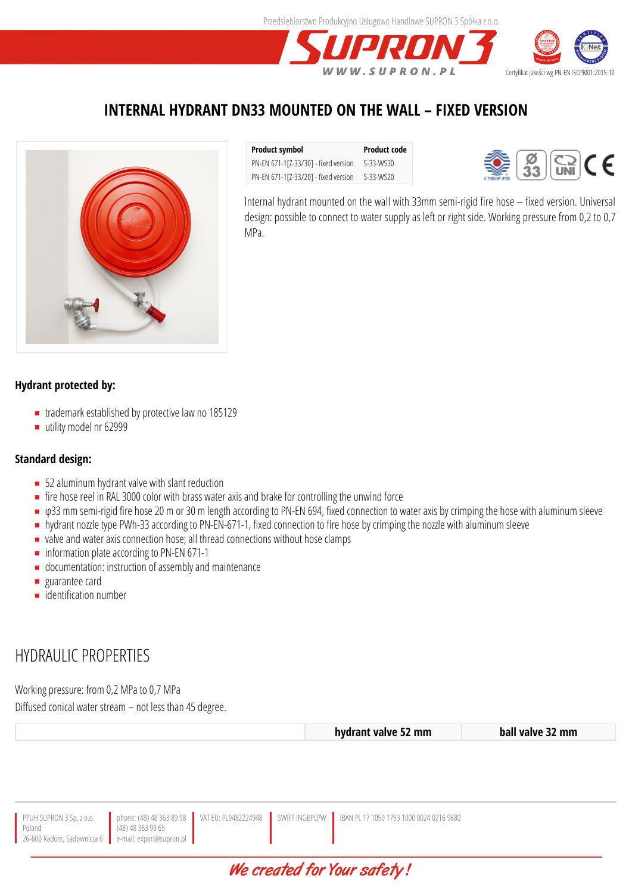# INTERNAL HYDRANT DN33 MOUNTED ON THE WALL – FIXED VERSION

| Product symbol | Product code |
|---|---|
| PN-EN 671-1[Z-33/30] - fixed version | S-33-WS30 |
| PN-EN 671-1[Z-33/20] - fixed version | S-33-WS20 |

Internal hydrant mounted on the wall with 33mm semi-rigid fire hose – fixed version. Universal design: possible to connect to water supply as left or right side. Working pressure from 0,2 to 0,7 MPa.

**Hydrant protected by:**

- trademark established by protective law no 185129
- utility model nr 62999

**Standard design:**

- 52 aluminum hydrant valve with slant reduction
- fire hose reel in RAL 3000 color with brass water axis and brake for controlling the unwind force
- φ33 mm semi-rigid fire hose 20 m or 30 m length according to PN-EN 694, fixed connection to water axis by crimping the hose with aluminum sleeve
- hydrant nozzle type PWh-33 according to PN-EN-671-1, fixed connection to fire hose by crimping the nozzle with aluminum sleeve
- valve and water axis connection hose; all thread connections without hose clamps
- information plate according to PN-EN 671-1
- documentation: instruction of assembly and maintenance
- guarantee card
- identification number

## HYDRAULIC PROPERTIES

Working pressure: from 0,2 MPa to 0,7 MPa
Diffused conical water stream – not less than 45 degree.

| | hydrant valve 52 mm | ball valve 32 mm |
|---|---|---|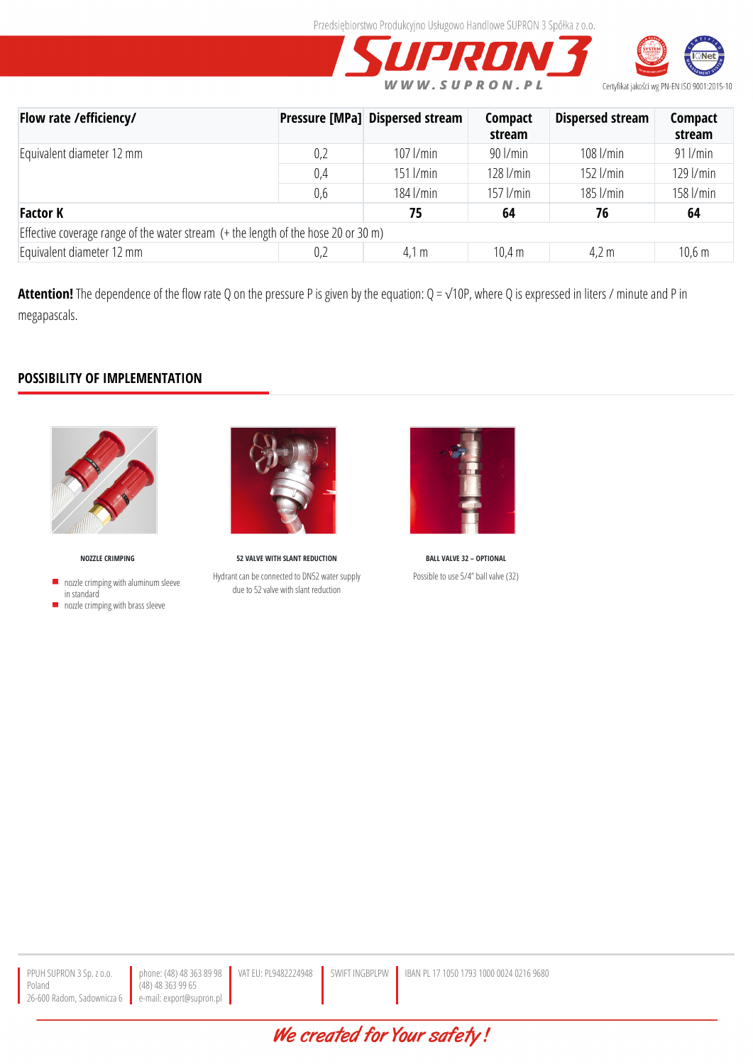| Flow rate /efficiency/ | Pressure [MPa] | Dispersed stream | Compact stream | Dispersed stream | Compact stream |
|---|---|---|---|---|---|
| Equivalent diameter 12 mm | 0,2 | 107 l/min | 90 l/min | 108 l/min | 91 l/min |
| | 0,4 | 151 l/min | 128 l/min | 152 l/min | 129 l/min |
| | 0,6 | 184 l/min | 157 l/min | 185 l/min | 158 l/min |
| **Factor K** | | **75** | **64** | **76** | **64** |
| Effective coverage range of the water stream (+ the length of the hose 20 or 30 m) | | | | | |
| Equivalent diameter 12 mm | 0,2 | 4,1 m | 10,4 m | 4,2 m | 10,6 m |

**Attention!** The dependence of the flow rate Q on the pressure P is given by the equation: $Q = \sqrt{10P}$, where Q is expressed in liters / minute and P in megapascals.

## POSSIBILITY OF IMPLEMENTATION

**NOZZLE CRIMPING**

- nozzle crimping with aluminum sleeve in standard
- nozzle crimping with brass sleeve

**52 VALVE WITH SLANT REDUCTION**

Hydrant can be connected to DN52 water supply due to 52 valve with slant reduction

**BALL VALVE 32 – OPTIONAL**

Possible to use 5/4" ball valve (32)